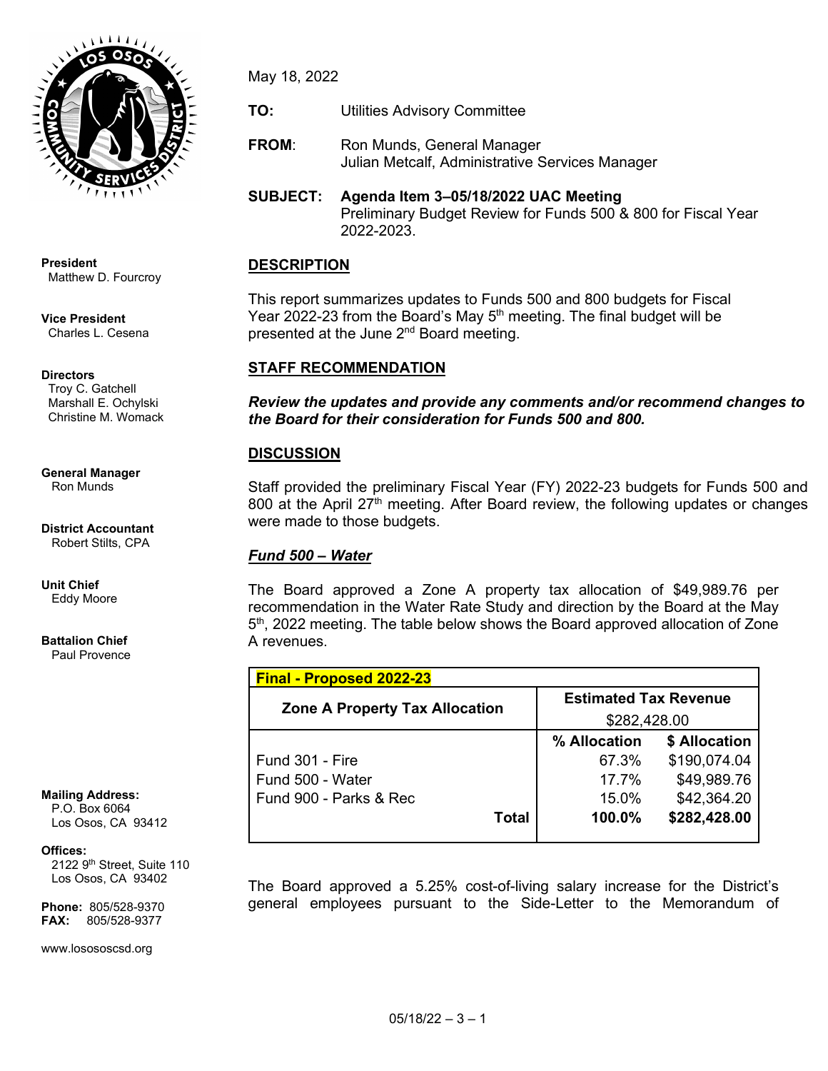**President**
Matthew D. Fourcroy

**Vice President**
Charles L. Cesena

**Directors**
Troy C. Gatchell
Marshall E. Ochylski
Christine M. Womack

**General Manager**
Ron Munds

**District Accountant**
Robert Stilts, CPA

**Unit Chief**
Eddy Moore

**Battalion Chief**
Paul Provence

**Mailing Address:**
P.O. Box 6064
Los Osos, CA 93412

**Offices:**
2122 9th Street, Suite 110
Los Osos, CA 93402

**Phone:** 805/528-9370
**FAX:** 805/528-9377

www.lososos csd.org

May 18, 2022

**TO:** Utilities Advisory Committee

**FROM**: Ron Munds, General Manager
Julian Metcalf, Administrative Services Manager

**SUBJECT: Agenda Item 3–05/18/2022 UAC Meeting**
Preliminary Budget Review for Funds 500 & 800 for Fiscal Year 2022-2023.

## DESCRIPTION

This report summarizes updates to Funds 500 and 800 budgets for Fiscal Year 2022-23 from the Board's May 5th meeting. The final budget will be presented at the June 2nd Board meeting.

## STAFF RECOMMENDATION

***Review the updates and provide any comments and/or recommend changes to the Board for their consideration for Funds 500 and 800.***

## DISCUSSION

Staff provided the preliminary Fiscal Year (FY) 2022-23 budgets for Funds 500 and 800 at the April 27th meeting. After Board review, the following updates or changes were made to those budgets.

***Fund 500 – Water***

The Board approved a Zone A property tax allocation of $49,989.76 per recommendation in the Water Rate Study and direction by the Board at the May 5th, 2022 meeting. The table below shows the Board approved allocation of Zone A revenues.

| **Final - Proposed 2022-23** | | |
|---|---|---|
| **Zone A Property Tax Allocation** | **Estimated Tax Revenue** | |
| | $282,428.00 | |
| | **% Allocation** | **$ Allocation** |
| Fund 301 - Fire | 67.3% | $190,074.04 |
| Fund 500 - Water | 17.7% | $49,989.76 |
| Fund 900 - Parks & Rec | 15.0% | $42,364.20 |
| **Total** | **100.0%** | **$282,428.00** |

The Board approved a 5.25% cost-of-living salary increase for the District's general employees pursuant to the Side-Letter to the Memorandum of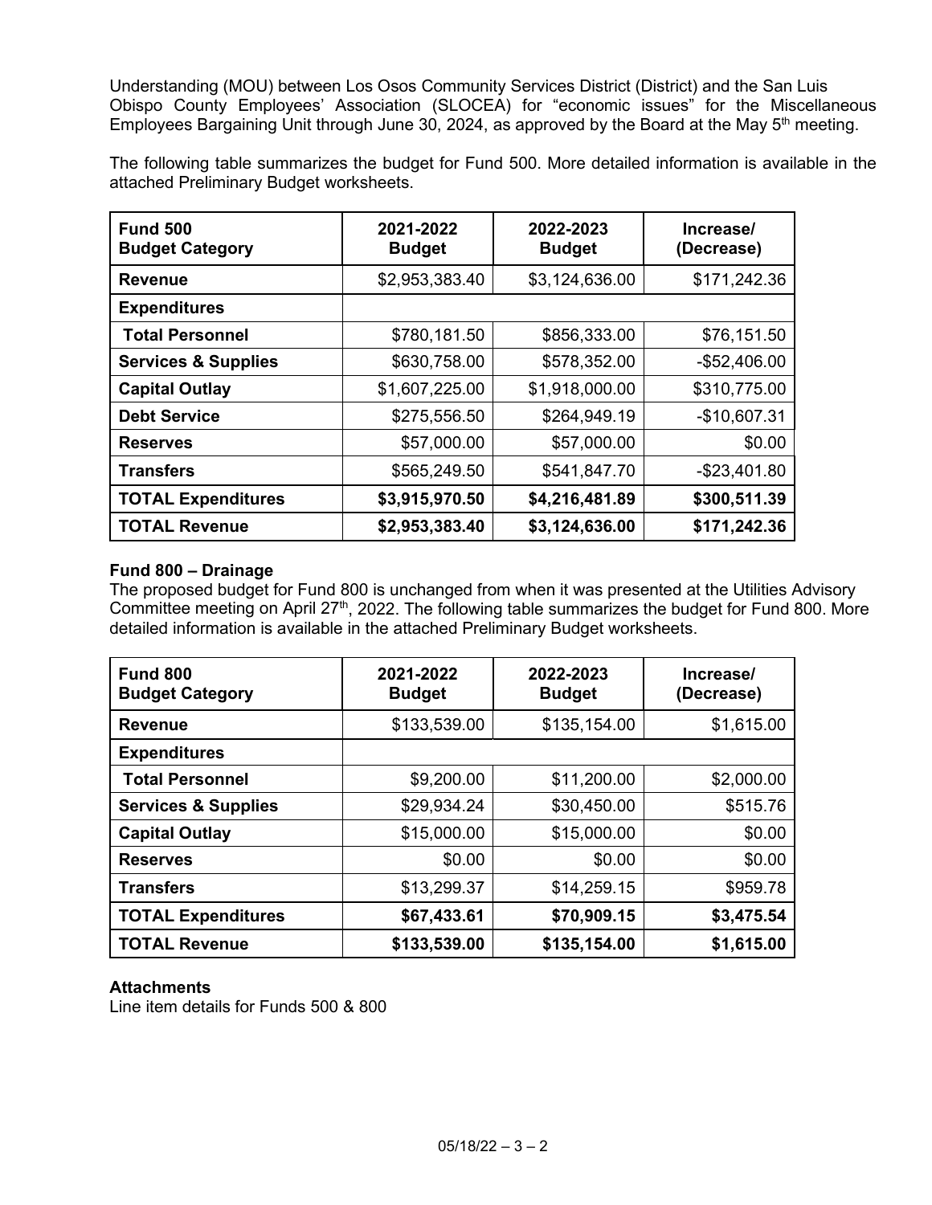Understanding (MOU) between Los Osos Community Services District (District) and the San Luis Obispo County Employees' Association (SLOCEA) for "economic issues" for the Miscellaneous Employees Bargaining Unit through June 30, 2024, as approved by the Board at the May 5th meeting.

The following table summarizes the budget for Fund 500. More detailed information is available in the attached Preliminary Budget worksheets.

| **Fund 500 Budget Category** | **2021-2022 Budget** | **2022-2023 Budget** | **Increase/ (Decrease)** |
|---|---|---|---|
| **Revenue** | $2,953,383.40 | $3,124,636.00 | $171,242.36 |
| **Expenditures** | | | |
| **Total Personnel** | $780,181.50 | $856,333.00 | $76,151.50 |
| **Services & Supplies** | $630,758.00 | $578,352.00 | -$52,406.00 |
| **Capital Outlay** | $1,607,225.00 | $1,918,000.00 | $310,775.00 |
| **Debt Service** | $275,556.50 | $264,949.19 | -$10,607.31 |
| **Reserves** | $57,000.00 | $57,000.00 | $0.00 |
| **Transfers** | $565,249.50 | $541,847.70 | -$23,401.80 |
| **TOTAL Expenditures** | **$3,915,970.50** | **$4,216,481.89** | **$300,511.39** |
| **TOTAL Revenue** | **$2,953,383.40** | **$3,124,636.00** | **$171,242.36** |

**Fund 800 – Drainage**

The proposed budget for Fund 800 is unchanged from when it was presented at the Utilities Advisory Committee meeting on April 27th, 2022. The following table summarizes the budget for Fund 800. More detailed information is available in the attached Preliminary Budget worksheets.

| **Fund 800 Budget Category** | **2021-2022 Budget** | **2022-2023 Budget** | **Increase/ (Decrease)** |
|---|---|---|---|
| **Revenue** | $133,539.00 | $135,154.00 | $1,615.00 |
| **Expenditures** | | | |
| **Total Personnel** | $9,200.00 | $11,200.00 | $2,000.00 |
| **Services & Supplies** | $29,934.24 | $30,450.00 | $515.76 |
| **Capital Outlay** | $15,000.00 | $15,000.00 | $0.00 |
| **Reserves** | $0.00 | $0.00 | $0.00 |
| **Transfers** | $13,299.37 | $14,259.15 | $959.78 |
| **TOTAL Expenditures** | **$67,433.61** | **$70,909.15** | **$3,475.54** |
| **TOTAL Revenue** | **$133,539.00** | **$135,154.00** | **$1,615.00** |

**Attachments**

Line item details for Funds 500 & 800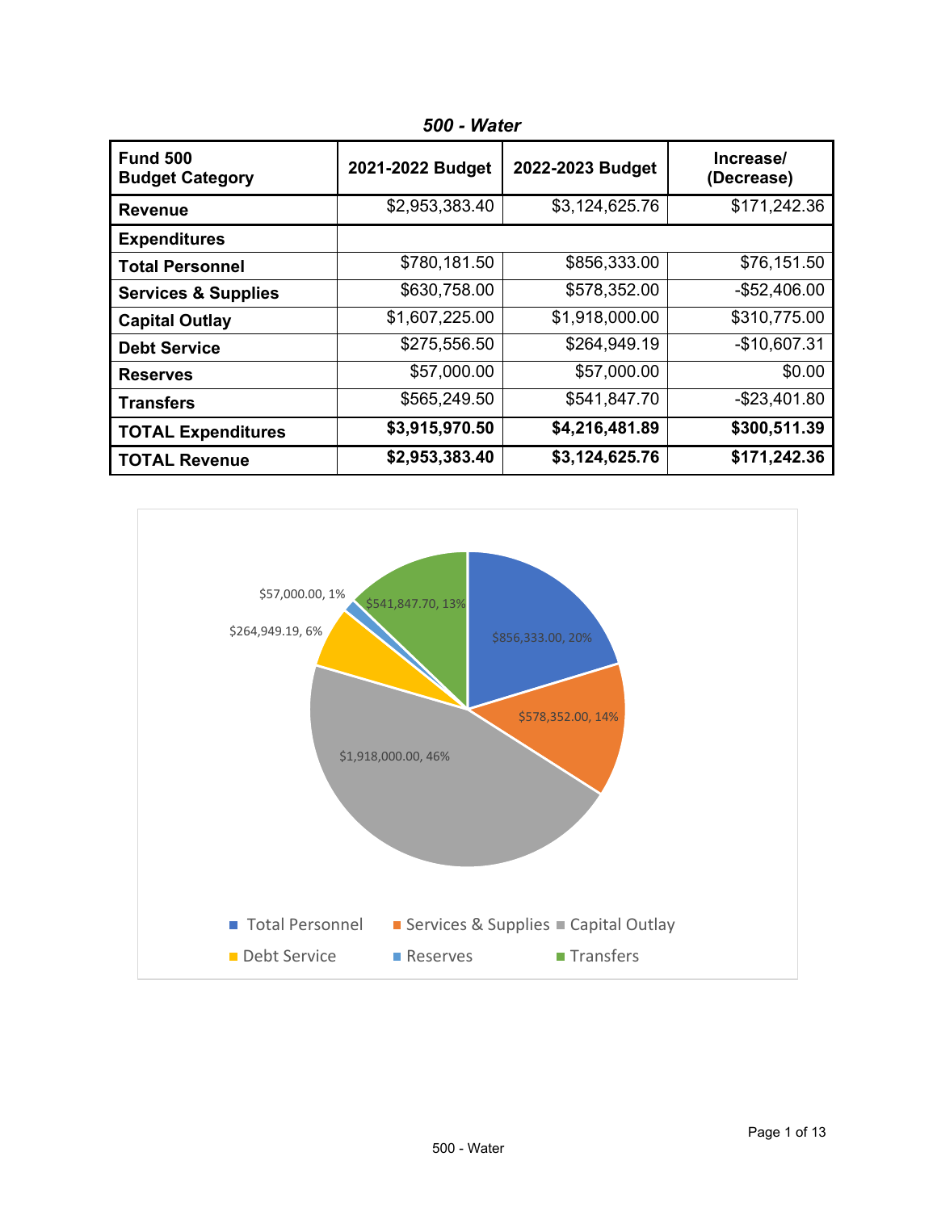## *500 - Water*

| Fund 500<br>Budget Category | 2021-2022 Budget | 2022-2023 Budget | Increase/<br>(Decrease) |
|---|---|---|---|
| **Revenue** | $2,953,383.40 | $3,124,625.76 | $171,242.36 |
| **Expenditures** | | | |
| **Total Personnel** | $780,181.50 | $856,333.00 | $76,151.50 |
| **Services & Supplies** | $630,758.00 | $578,352.00 | -$52,406.00 |
| **Capital Outlay** | $1,607,225.00 | $1,918,000.00 | $310,775.00 |
| **Debt Service** | $275,556.50 | $264,949.19 | -$10,607.31 |
| **Reserves** | $57,000.00 | $57,000.00 | $0.00 |
| **Transfers** | $565,249.50 | $541,847.70 | -$23,401.80 |
| **TOTAL Expenditures** | **$3,915,970.50** | **$4,216,481.89** | **$300,511.39** |
| **TOTAL Revenue** | **$2,953,383.40** | **$3,124,625.76** | **$171,242.36** |

$856,333.00, 20%
$578,352.00, 14%
$1,918,000.00, 46%
$264,949.19, 6%
$57,000.00, 1%
$541,847.70, 13%

Total Personnel, Services & Supplies, Capital Outlay, Debt Service, Reserves, Transfers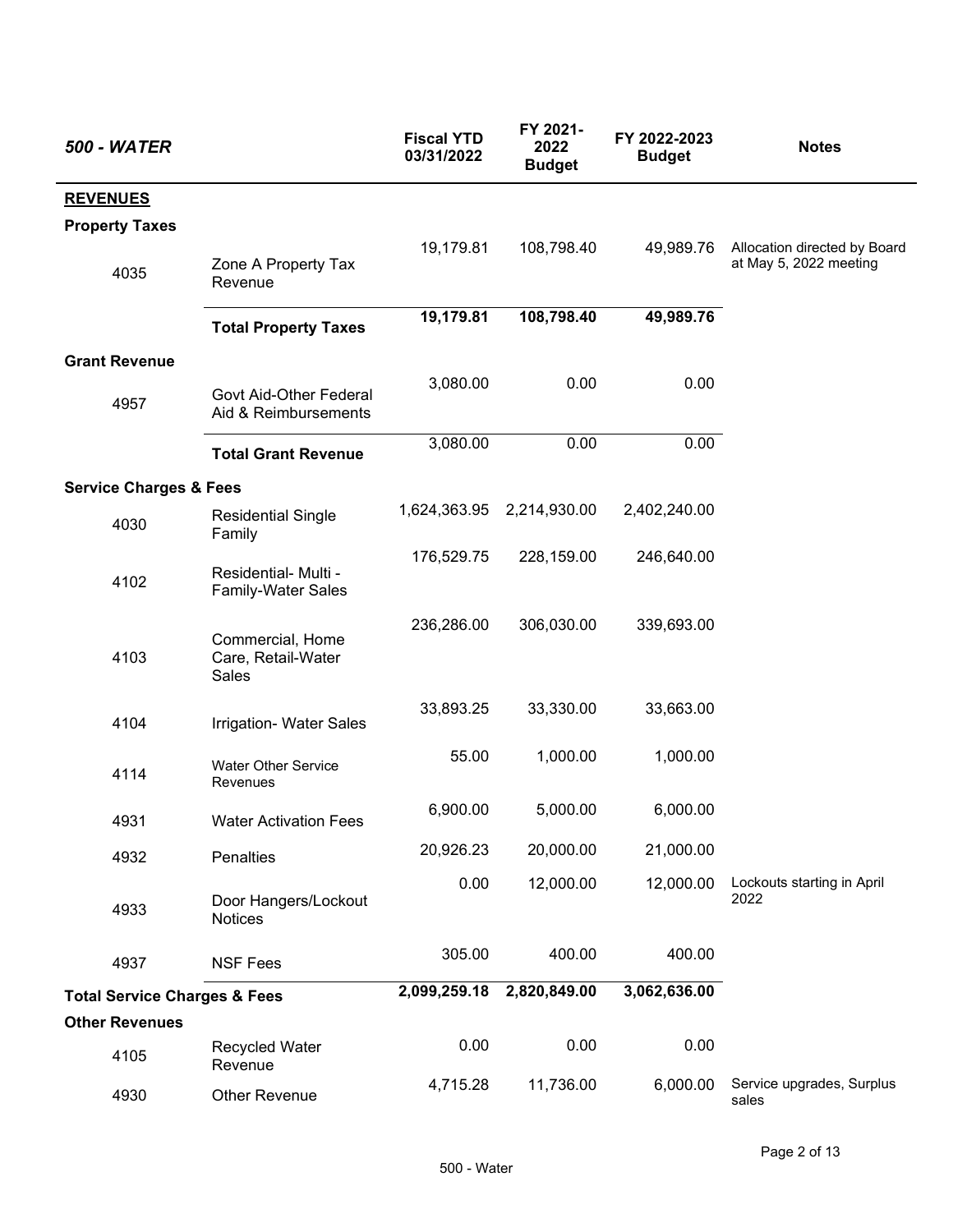| 500 - WATER | | Fiscal YTD 03/31/2022 | FY 2021-2022 Budget | FY 2022-2023 Budget | Notes |
|---|---|---|---|---|---|
| **REVENUES** | | | | | |
| **Property Taxes** | | | | | |
| 4035 | Zone A Property Tax Revenue | 19,179.81 | 108,798.40 | 49,989.76 | Allocation directed by Board at May 5, 2022 meeting |
| | **Total Property Taxes** | **19,179.81** | **108,798.40** | **49,989.76** | |
| **Grant Revenue** | | | | | |
| 4957 | Govt Aid-Other Federal Aid & Reimbursements | 3,080.00 | 0.00 | 0.00 | |
| | **Total Grant Revenue** | 3,080.00 | 0.00 | 0.00 | |
| **Service Charges & Fees** | | | | | |
| 4030 | Residential Single Family | 1,624,363.95 | 2,214,930.00 | 2,402,240.00 | |
| 4102 | Residential- Multi - Family-Water Sales | 176,529.75 | 228,159.00 | 246,640.00 | |
| 4103 | Commercial, Home Care, Retail-Water Sales | 236,286.00 | 306,030.00 | 339,693.00 | |
| 4104 | Irrigation- Water Sales | 33,893.25 | 33,330.00 | 33,663.00 | |
| 4114 | Water Other Service Revenues | 55.00 | 1,000.00 | 1,000.00 | |
| 4931 | Water Activation Fees | 6,900.00 | 5,000.00 | 6,000.00 | |
| 4932 | Penalties | 20,926.23 | 20,000.00 | 21,000.00 | |
| 4933 | Door Hangers/Lockout Notices | 0.00 | 12,000.00 | 12,000.00 | Lockouts starting in April 2022 |
| 4937 | NSF Fees | 305.00 | 400.00 | 400.00 | |
| **Total Service Charges & Fees** | | **2,099,259.18** | **2,820,849.00** | **3,062,636.00** | |
| **Other Revenues** | | | | | |
| 4105 | Recycled Water Revenue | 0.00 | 0.00 | 0.00 | |
| 4930 | Other Revenue | 4,715.28 | 11,736.00 | 6,000.00 | Service upgrades, Surplus sales |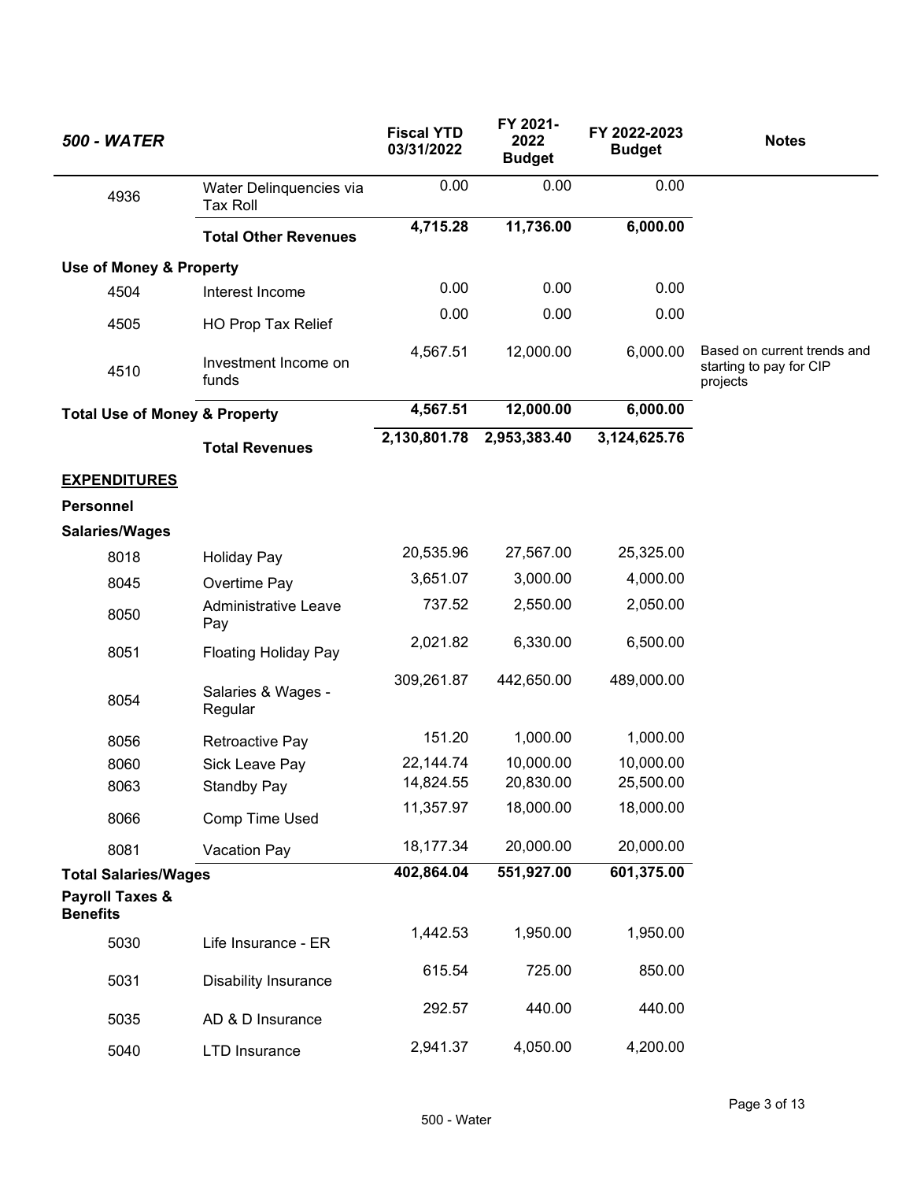| *500 - WATER* | | Fiscal YTD 03/31/2022 | FY 2021-2022 Budget | FY 2022-2023 Budget | Notes |
|---|---|---|---|---|---|
| 4936 | Water Delinquencies via Tax Roll | 0.00 | 0.00 | 0.00 | |
| | **Total Other Revenues** | **4,715.28** | **11,736.00** | **6,000.00** | |
| **Use of Money & Property** | | | | | |
| 4504 | Interest Income | 0.00 | 0.00 | 0.00 | |
| 4505 | HO Prop Tax Relief | 0.00 | 0.00 | 0.00 | |
| 4510 | Investment Income on funds | 4,567.51 | 12,000.00 | 6,000.00 | Based on current trends and starting to pay for CIP projects |
| **Total Use of Money & Property** | | **4,567.51** | **12,000.00** | **6,000.00** | |
| | **Total Revenues** | **2,130,801.78** | **2,953,383.40** | **3,124,625.76** | |
| **EXPENDITURES** | | | | | |
| **Personnel** | | | | | |
| **Salaries/Wages** | | | | | |
| 8018 | Holiday Pay | 20,535.96 | 27,567.00 | 25,325.00 | |
| 8045 | Overtime Pay | 3,651.07 | 3,000.00 | 4,000.00 | |
| 8050 | Administrative Leave Pay | 737.52 | 2,550.00 | 2,050.00 | |
| 8051 | Floating Holiday Pay | 2,021.82 | 6,330.00 | 6,500.00 | |
| 8054 | Salaries & Wages - Regular | 309,261.87 | 442,650.00 | 489,000.00 | |
| 8056 | Retroactive Pay | 151.20 | 1,000.00 | 1,000.00 | |
| 8060 | Sick Leave Pay | 22,144.74 | 10,000.00 | 10,000.00 | |
| 8063 | Standby Pay | 14,824.55 | 20,830.00 | 25,500.00 | |
| 8066 | Comp Time Used | 11,357.97 | 18,000.00 | 18,000.00 | |
| 8081 | Vacation Pay | 18,177.34 | 20,000.00 | 20,000.00 | |
| **Total Salaries/Wages** | | **402,864.04** | **551,927.00** | **601,375.00** | |
| **Payroll Taxes & Benefits** | | | | | |
| 5030 | Life Insurance - ER | 1,442.53 | 1,950.00 | 1,950.00 | |
| 5031 | Disability Insurance | 615.54 | 725.00 | 850.00 | |
| 5035 | AD & D Insurance | 292.57 | 440.00 | 440.00 | |
| 5040 | LTD Insurance | 2,941.37 | 4,050.00 | 4,200.00 | |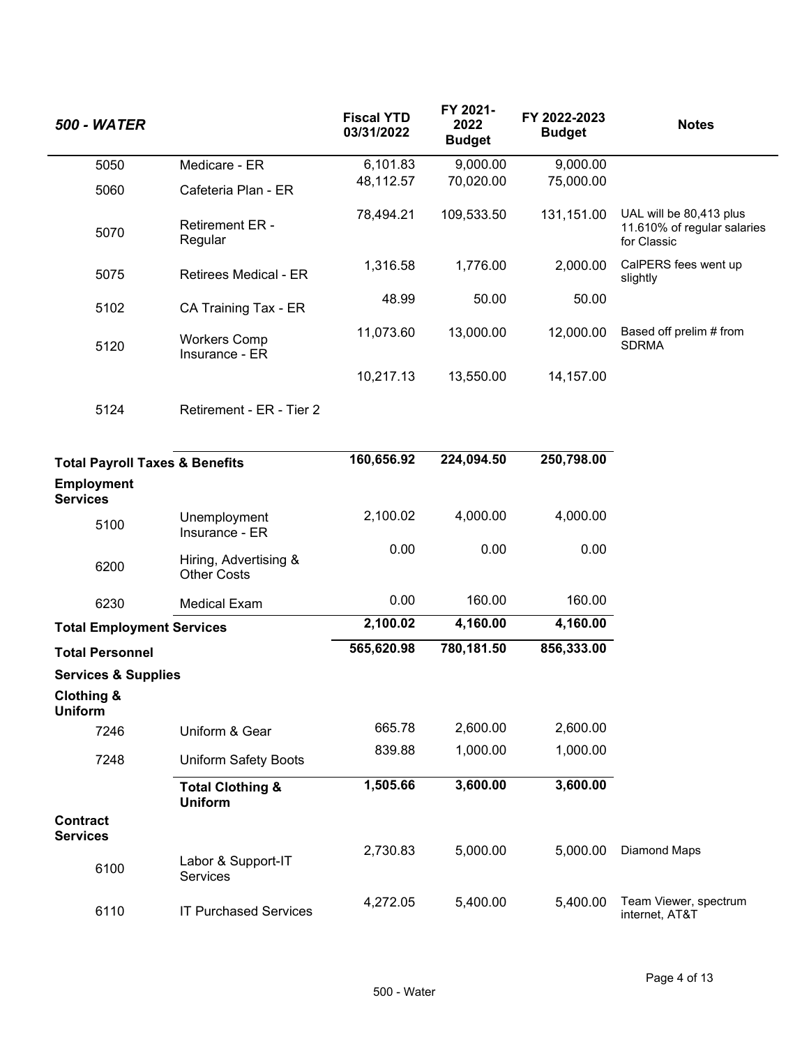| 500 - WATER | | Fiscal YTD 03/31/2022 | FY 2021-2022 Budget | FY 2022-2023 Budget | Notes |
|---|---|---|---|---|---|
| 5050 | Medicare - ER | 6,101.83 | 9,000.00 | 9,000.00 | |
| 5060 | Cafeteria Plan - ER | 48,112.57 | 70,020.00 | 75,000.00 | |
| 5070 | Retirement ER - Regular | 78,494.21 | 109,533.50 | 131,151.00 | UAL will be 80,413 plus 11.610% of regular salaries for Classic |
| 5075 | Retirees Medical - ER | 1,316.58 | 1,776.00 | 2,000.00 | CalPERS fees went up slightly |
| 5102 | CA Training Tax - ER | 48.99 | 50.00 | 50.00 | |
| 5120 | Workers Comp Insurance - ER | 11,073.60 | 13,000.00 | 12,000.00 | Based off prelim # from SDRMA |
| 5124 | Retirement - ER - Tier 2 | 10,217.13 | 13,550.00 | 14,157.00 | |
| **Total Payroll Taxes & Benefits** | | **160,656.92** | **224,094.50** | **250,798.00** | |
| **Employment Services** | | | | | |
| 5100 | Unemployment Insurance - ER | 2,100.02 | 4,000.00 | 4,000.00 | |
| 6200 | Hiring, Advertising & Other Costs | 0.00 | 0.00 | 0.00 | |
| 6230 | Medical Exam | 0.00 | 160.00 | 160.00 | |
| **Total Employment Services** | | **2,100.02** | **4,160.00** | **4,160.00** | |
| **Total Personnel** | | **565,620.98** | **780,181.50** | **856,333.00** | |
| **Services & Supplies** | | | | | |
| **Clothing & Uniform** | | | | | |
| 7246 | Uniform & Gear | 665.78 | 2,600.00 | 2,600.00 | |
| 7248 | Uniform Safety Boots | 839.88 | 1,000.00 | 1,000.00 | |
| | **Total Clothing & Uniform** | **1,505.66** | **3,600.00** | **3,600.00** | |
| **Contract Services** | | | | | |
| 6100 | Labor & Support-IT Services | 2,730.83 | 5,000.00 | 5,000.00 | Diamond Maps |
| 6110 | IT Purchased Services | 4,272.05 | 5,400.00 | 5,400.00 | Team Viewer, spectrum internet, AT&T |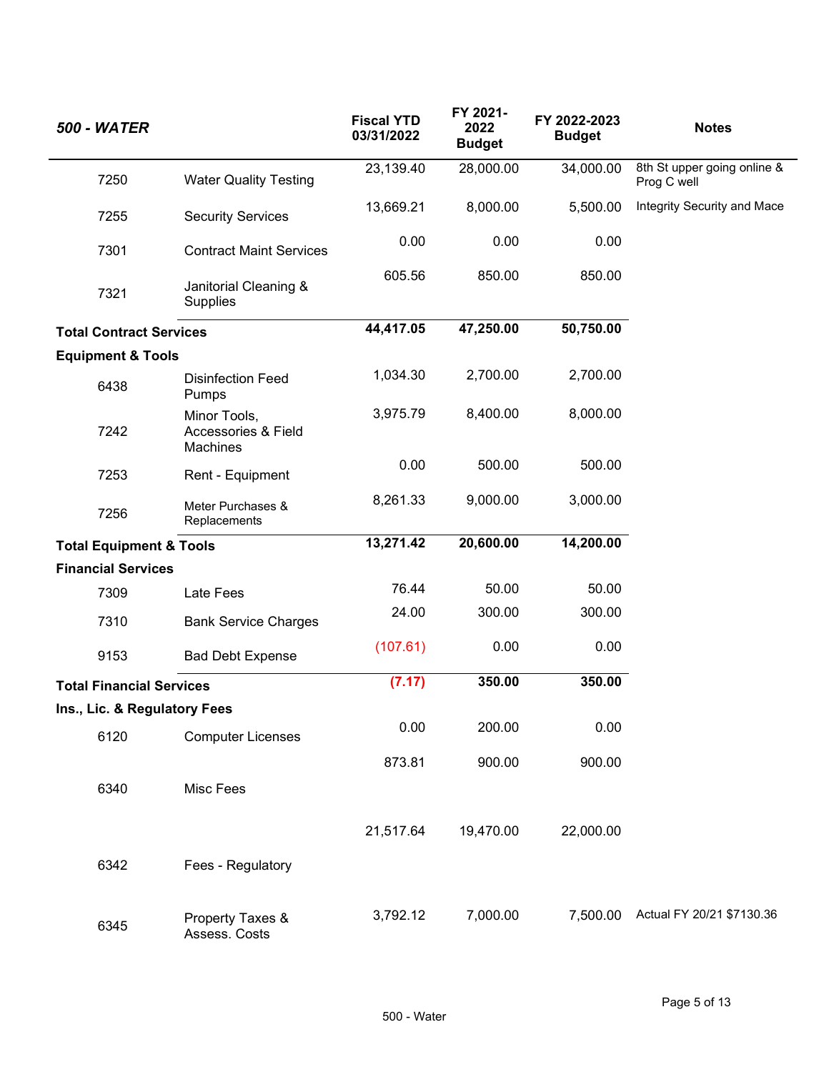| 500 - WATER | | Fiscal YTD 03/31/2022 | FY 2021-2022 Budget | FY 2022-2023 Budget | Notes |
|---|---|---|---|---|---|
| 7250 | Water Quality Testing | 23,139.40 | 28,000.00 | 34,000.00 | 8th St upper going online & Prog C well |
| 7255 | Security Services | 13,669.21 | 8,000.00 | 5,500.00 | Integrity Security and Mace |
| 7301 | Contract Maint Services | 0.00 | 0.00 | 0.00 | |
| 7321 | Janitorial Cleaning & Supplies | 605.56 | 850.00 | 850.00 | |
| **Total Contract Services** | | **44,417.05** | **47,250.00** | **50,750.00** | |
| **Equipment & Tools** | | | | | |
| 6438 | Disinfection Feed Pumps | 1,034.30 | 2,700.00 | 2,700.00 | |
| 7242 | Minor Tools, Accessories & Field Machines | 3,975.79 | 8,400.00 | 8,000.00 | |
| 7253 | Rent - Equipment | 0.00 | 500.00 | 500.00 | |
| 7256 | Meter Purchases & Replacements | 8,261.33 | 9,000.00 | 3,000.00 | |
| **Total Equipment & Tools** | | **13,271.42** | **20,600.00** | **14,200.00** | |
| **Financial Services** | | | | | |
| 7309 | Late Fees | 76.44 | 50.00 | 50.00 | |
| 7310 | Bank Service Charges | 24.00 | 300.00 | 300.00 | |
| 9153 | Bad Debt Expense | (107.61) | 0.00 | 0.00 | |
| **Total Financial Services** | | **(7.17)** | **350.00** | **350.00** | |
| **Ins., Lic. & Regulatory Fees** | | | | | |
| 6120 | Computer Licenses | 0.00 | 200.00 | 0.00 | |
| 6340 | Misc Fees | 873.81 | 900.00 | 900.00 | |
| 6342 | Fees - Regulatory | 21,517.64 | 19,470.00 | 22,000.00 | |
| 6345 | Property Taxes & Assess. Costs | 3,792.12 | 7,000.00 | 7,500.00 | Actual FY 20/21 $7130.36 |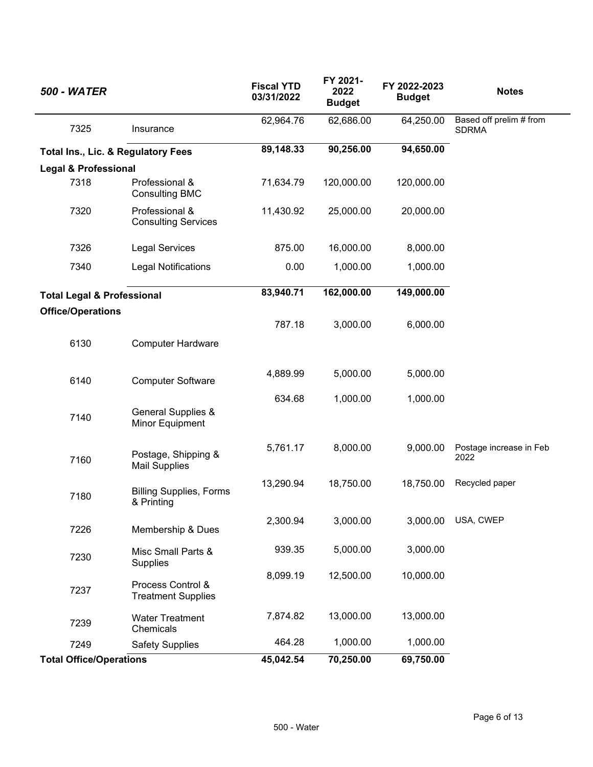| 500 - WATER | | Fiscal YTD 03/31/2022 | FY 2021-2022 Budget | FY 2022-2023 Budget | Notes |
|---|---|---|---|---|---|
| 7325 | Insurance | 62,964.76 | 62,686.00 | 64,250.00 | Based off prelim # from SDRMA |
| **Total Ins., Lic. & Regulatory Fees** | | **89,148.33** | **90,256.00** | **94,650.00** | |
| **Legal & Professional** | | | | | |
| 7318 | Professional & Consulting BMC | 71,634.79 | 120,000.00 | 120,000.00 | |
| 7320 | Professional & Consulting Services | 11,430.92 | 25,000.00 | 20,000.00 | |
| 7326 | Legal Services | 875.00 | 16,000.00 | 8,000.00 | |
| 7340 | Legal Notifications | 0.00 | 1,000.00 | 1,000.00 | |
| **Total Legal & Professional** | | **83,940.71** | **162,000.00** | **149,000.00** | |
| **Office/Operations** | | | | | |
| 6130 | Computer Hardware | 787.18 | 3,000.00 | 6,000.00 | |
| 6140 | Computer Software | 4,889.99 | 5,000.00 | 5,000.00 | |
| 7140 | General Supplies & Minor Equipment | 634.68 | 1,000.00 | 1,000.00 | |
| 7160 | Postage, Shipping & Mail Supplies | 5,761.17 | 8,000.00 | 9,000.00 | Postage increase in Feb 2022 |
| 7180 | Billing Supplies, Forms & Printing | 13,290.94 | 18,750.00 | 18,750.00 | Recycled paper |
| 7226 | Membership & Dues | 2,300.94 | 3,000.00 | 3,000.00 | USA, CWEP |
| 7230 | Misc Small Parts & Supplies | 939.35 | 5,000.00 | 3,000.00 | |
| 7237 | Process Control & Treatment Supplies | 8,099.19 | 12,500.00 | 10,000.00 | |
| 7239 | Water Treatment Chemicals | 7,874.82 | 13,000.00 | 13,000.00 | |
| 7249 | Safety Supplies | 464.28 | 1,000.00 | 1,000.00 | |
| **Total Office/Operations** | | **45,042.54** | **70,250.00** | **69,750.00** | |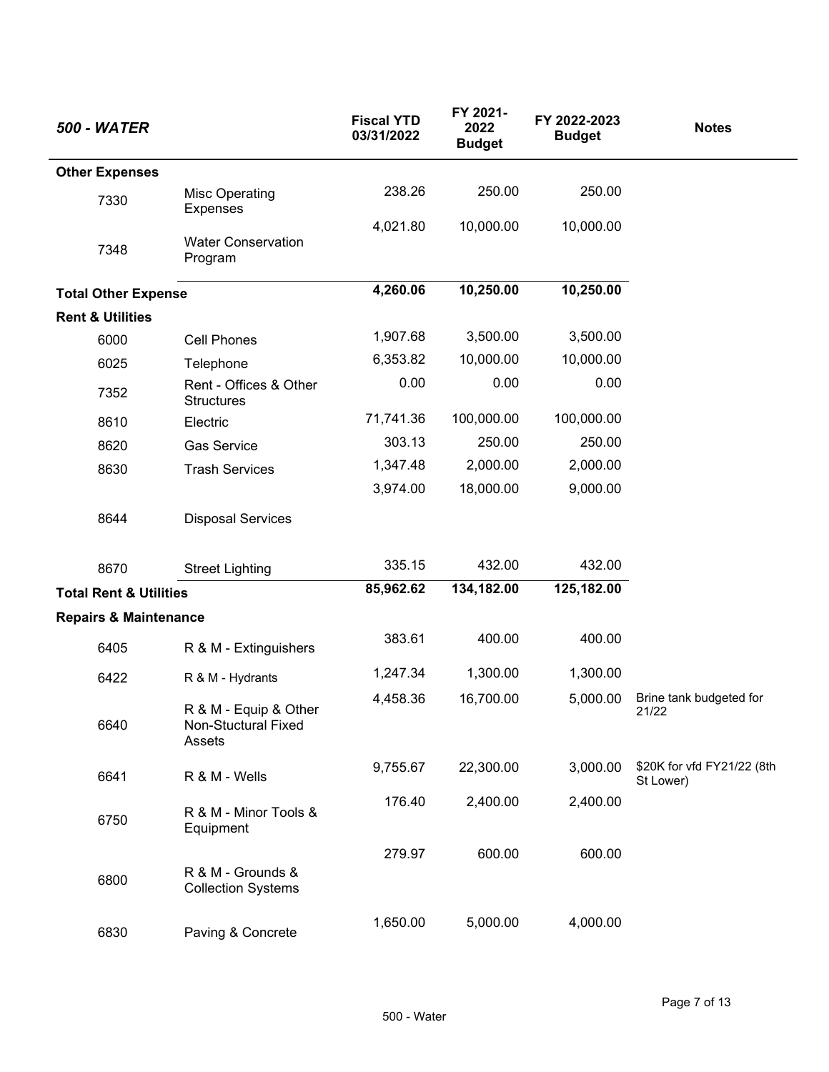| *500 - WATER* | | Fiscal YTD 03/31/2022 | FY 2021-2022 Budget | FY 2022-2023 Budget | Notes |
|---|---|---|---|---|---|
| **Other Expenses** | | | | | |
| 7330 | Misc Operating Expenses | 238.26 | 250.00 | 250.00 | |
| 7348 | Water Conservation Program | 4,021.80 | 10,000.00 | 10,000.00 | |
| **Total Other Expense** | | **4,260.06** | **10,250.00** | **10,250.00** | |
| **Rent & Utilities** | | | | | |
| 6000 | Cell Phones | 1,907.68 | 3,500.00 | 3,500.00 | |
| 6025 | Telephone | 6,353.82 | 10,000.00 | 10,000.00 | |
| 7352 | Rent - Offices & Other Structures | 0.00 | 0.00 | 0.00 | |
| 8610 | Electric | 71,741.36 | 100,000.00 | 100,000.00 | |
| 8620 | Gas Service | 303.13 | 250.00 | 250.00 | |
| 8630 | Trash Services | 1,347.48 | 2,000.00 | 2,000.00 | |
| 8644 | Disposal Services | 3,974.00 | 18,000.00 | 9,000.00 | |
| 8670 | Street Lighting | 335.15 | 432.00 | 432.00 | |
| **Total Rent & Utilities** | | **85,962.62** | **134,182.00** | **125,182.00** | |
| **Repairs & Maintenance** | | | | | |
| 6405 | R & M - Extinguishers | 383.61 | 400.00 | 400.00 | |
| 6422 | R & M - Hydrants | 1,247.34 | 1,300.00 | 1,300.00 | |
| 6640 | R & M - Equip & Other Non-Stuctural Fixed Assets | 4,458.36 | 16,700.00 | 5,000.00 | Brine tank budgeted for 21/22 |
| 6641 | R & M - Wells | 9,755.67 | 22,300.00 | 3,000.00 | $20K for vfd FY21/22 (8th St Lower) |
| 6750 | R & M - Minor Tools & Equipment | 176.40 | 2,400.00 | 2,400.00 | |
| 6800 | R & M - Grounds & Collection Systems | 279.97 | 600.00 | 600.00 | |
| 6830 | Paving & Concrete | 1,650.00 | 5,000.00 | 4,000.00 | |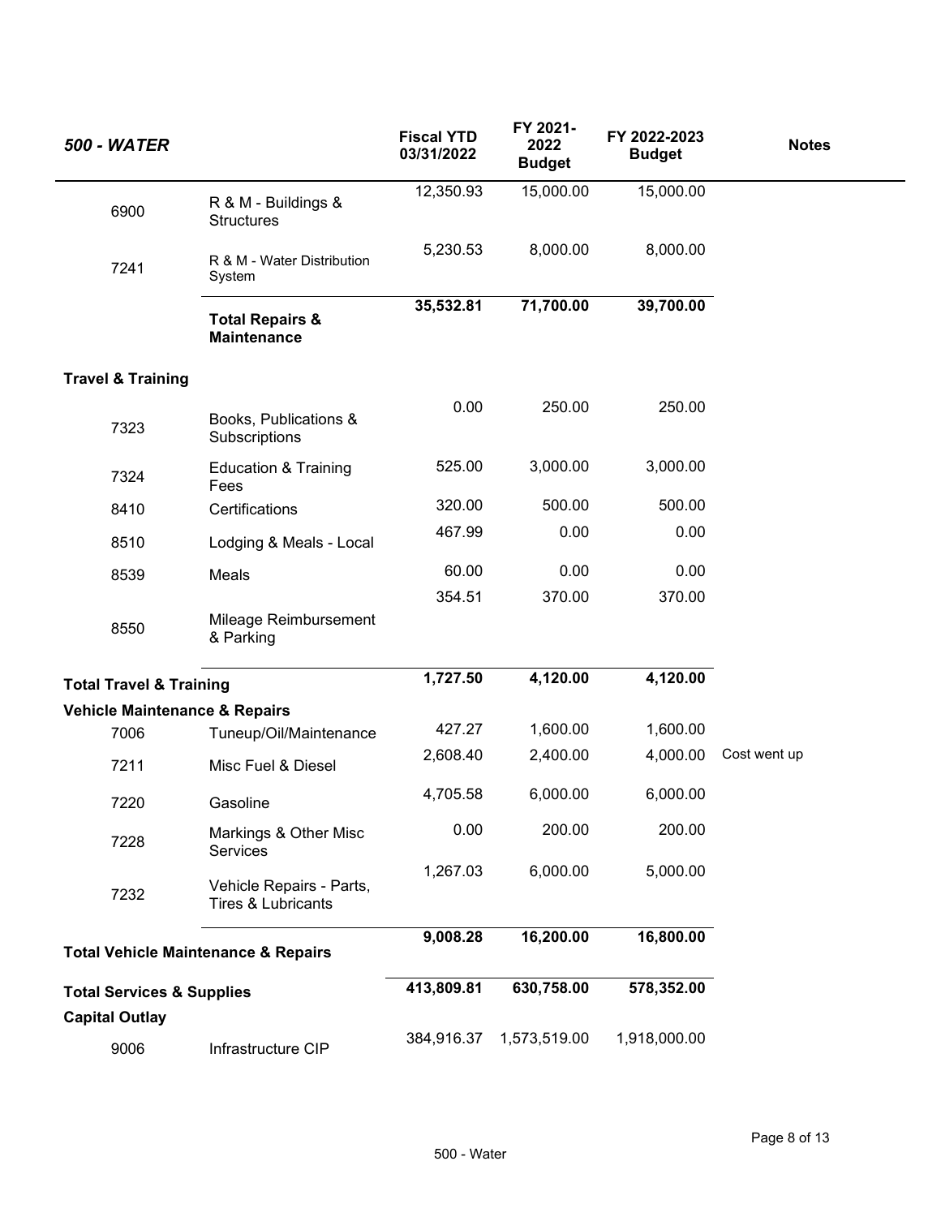| 500 - WATER | | Fiscal YTD 03/31/2022 | FY 2021-2022 Budget | FY 2022-2023 Budget | Notes |
|---|---|---|---|---|---|
| 6900 | R & M - Buildings & Structures | 12,350.93 | 15,000.00 | 15,000.00 | |
| 7241 | R & M - Water Distribution System | 5,230.53 | 8,000.00 | 8,000.00 | |
| | **Total Repairs & Maintenance** | **35,532.81** | **71,700.00** | **39,700.00** | |
| **Travel & Training** | | | | | |
| 7323 | Books, Publications & Subscriptions | 0.00 | 250.00 | 250.00 | |
| 7324 | Education & Training Fees | 525.00 | 3,000.00 | 3,000.00 | |
| 8410 | Certifications | 320.00 | 500.00 | 500.00 | |
| 8510 | Lodging & Meals - Local | 467.99 | 0.00 | 0.00 | |
| 8539 | Meals | 60.00 | 0.00 | 0.00 | |
| 8550 | Mileage Reimbursement & Parking | 354.51 | 370.00 | 370.00 | |
| **Total Travel & Training** | | **1,727.50** | **4,120.00** | **4,120.00** | |
| **Vehicle Maintenance & Repairs** | | | | | |
| 7006 | Tuneup/Oil/Maintenance | 427.27 | 1,600.00 | 1,600.00 | |
| 7211 | Misc Fuel & Diesel | 2,608.40 | 2,400.00 | 4,000.00 | Cost went up |
| 7220 | Gasoline | 4,705.58 | 6,000.00 | 6,000.00 | |
| 7228 | Markings & Other Misc Services | 0.00 | 200.00 | 200.00 | |
| 7232 | Vehicle Repairs - Parts, Tires & Lubricants | 1,267.03 | 6,000.00 | 5,000.00 | |
| **Total Vehicle Maintenance & Repairs** | | **9,008.28** | **16,200.00** | **16,800.00** | |
| **Total Services & Supplies** | | **413,809.81** | **630,758.00** | **578,352.00** | |
| **Capital Outlay** | | | | | |
| 9006 | Infrastructure CIP | 384,916.37 | 1,573,519.00 | 1,918,000.00 | |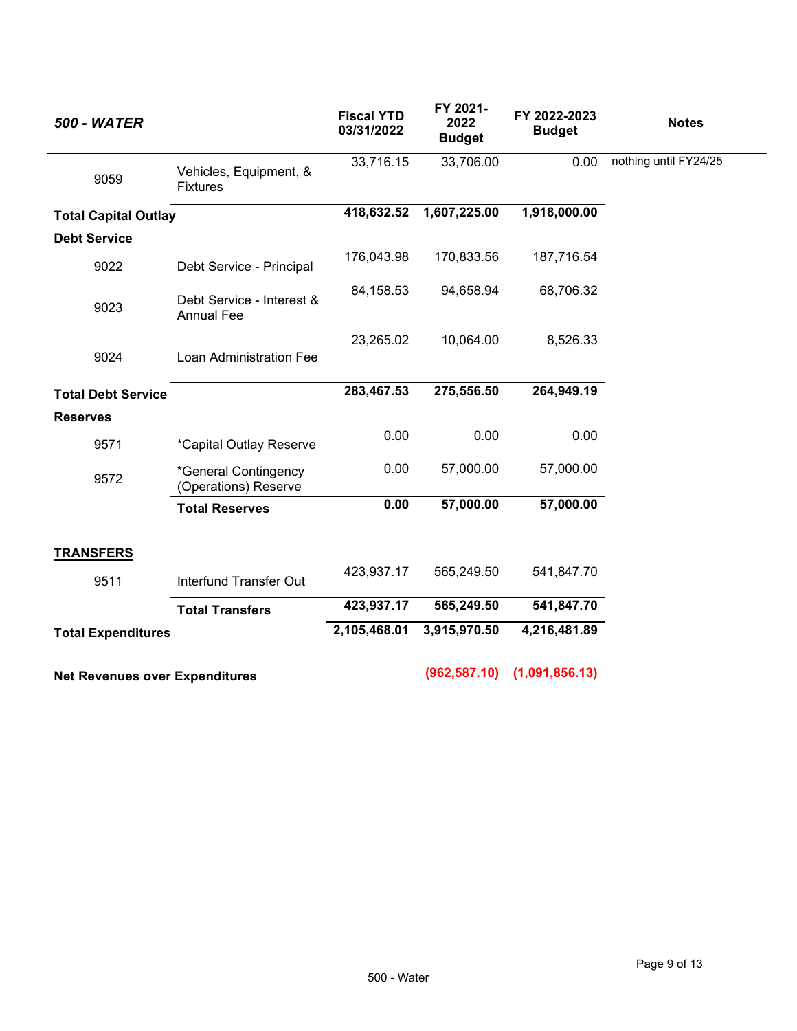| 500 - WATER | | Fiscal YTD 03/31/2022 | FY 2021-2022 Budget | FY 2022-2023 Budget | Notes |
|---|---|---|---|---|---|
| 9059 | Vehicles, Equipment, & Fixtures | 33,716.15 | 33,706.00 | 0.00 | nothing until FY24/25 |
| **Total Capital Outlay** | | **418,632.52** | **1,607,225.00** | **1,918,000.00** | |
| **Debt Service** | | | | | |
| 9022 | Debt Service - Principal | 176,043.98 | 170,833.56 | 187,716.54 | |
| 9023 | Debt Service - Interest & Annual Fee | 84,158.53 | 94,658.94 | 68,706.32 | |
| 9024 | Loan Administration Fee | 23,265.02 | 10,064.00 | 8,526.33 | |
| **Total Debt Service** | | **283,467.53** | **275,556.50** | **264,949.19** | |
| **Reserves** | | | | | |
| 9571 | *Capital Outlay Reserve | 0.00 | 0.00 | 0.00 | |
| 9572 | *General Contingency (Operations) Reserve | 0.00 | 57,000.00 | 57,000.00 | |
| | **Total Reserves** | **0.00** | **57,000.00** | **57,000.00** | |
| **TRANSFERS** | | | | | |
| 9511 | Interfund Transfer Out | 423,937.17 | 565,249.50 | 541,847.70 | |
| | **Total Transfers** | **423,937.17** | **565,249.50** | **541,847.70** | |
| **Total Expenditures** | | **2,105,468.01** | **3,915,970.50** | **4,216,481.89** | |
| **Net Revenues over Expenditures** | | | **(962,587.10)** | **(1,091,856.13)** | |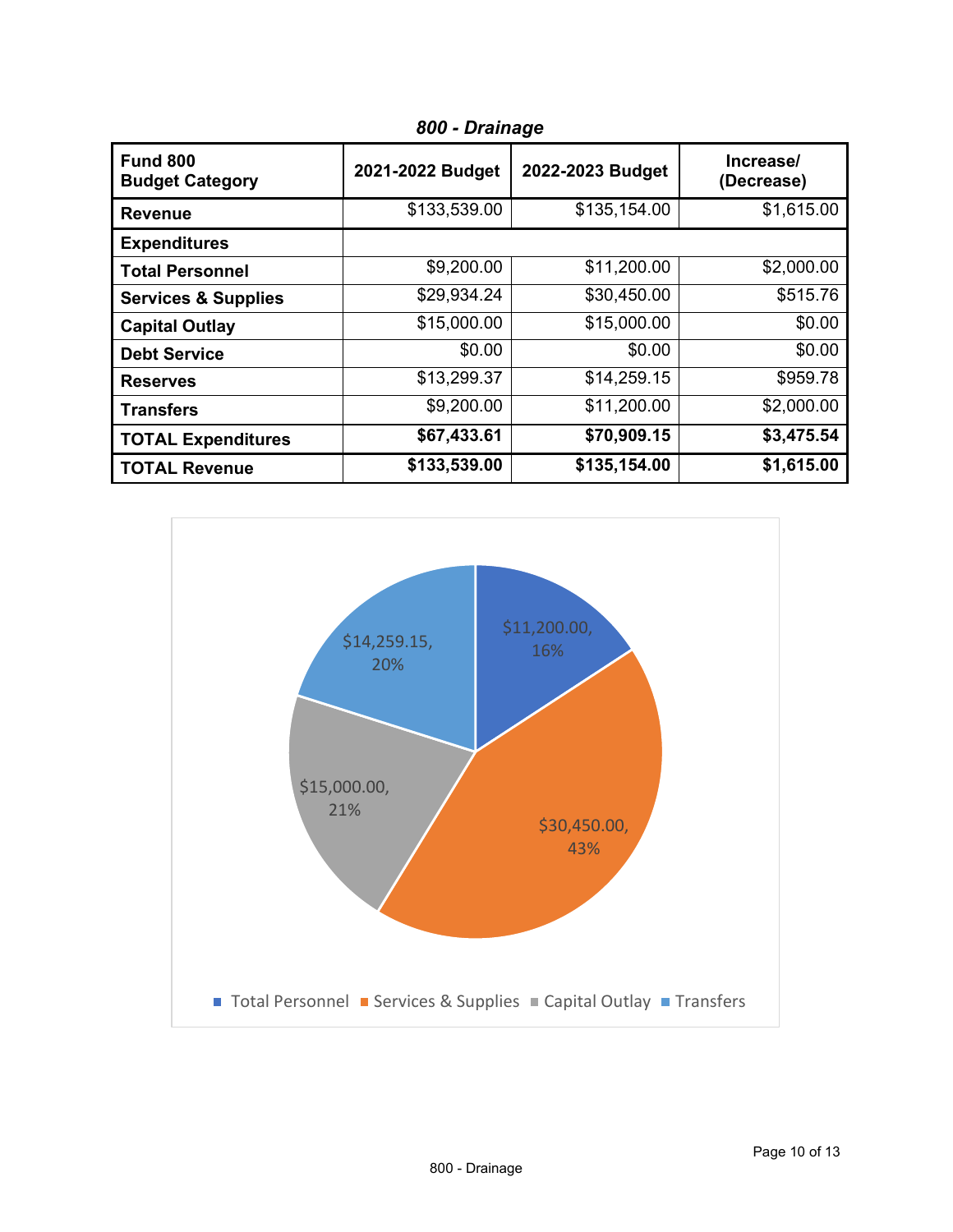*800 - Drainage*

| Fund 800 Budget Category | 2021-2022 Budget | 2022-2023 Budget | Increase/ (Decrease) |
|---|---|---|---|
| **Revenue** | $133,539.00 | $135,154.00 | $1,615.00 |
| **Expenditures** | | | |
| **Total Personnel** | $9,200.00 | $11,200.00 | $2,000.00 |
| **Services & Supplies** | $29,934.24 | $30,450.00 | $515.76 |
| **Capital Outlay** | $15,000.00 | $15,000.00 | $0.00 |
| **Debt Service** | $0.00 | $0.00 | $0.00 |
| **Reserves** | $13,299.37 | $14,259.15 | $959.78 |
| **Transfers** | $9,200.00 | $11,200.00 | $2,000.00 |
| **TOTAL Expenditures** | **$67,433.61** | **$70,909.15** | **$3,475.54** |
| **TOTAL Revenue** | **$133,539.00** | **$135,154.00** | **$1,615.00** |

$11,200.00, 16%

$30,450.00, 43%

$15,000.00, 21%

$14,259.15, 20%

Total Personnel | Services & Supplies | Capital Outlay | Transfers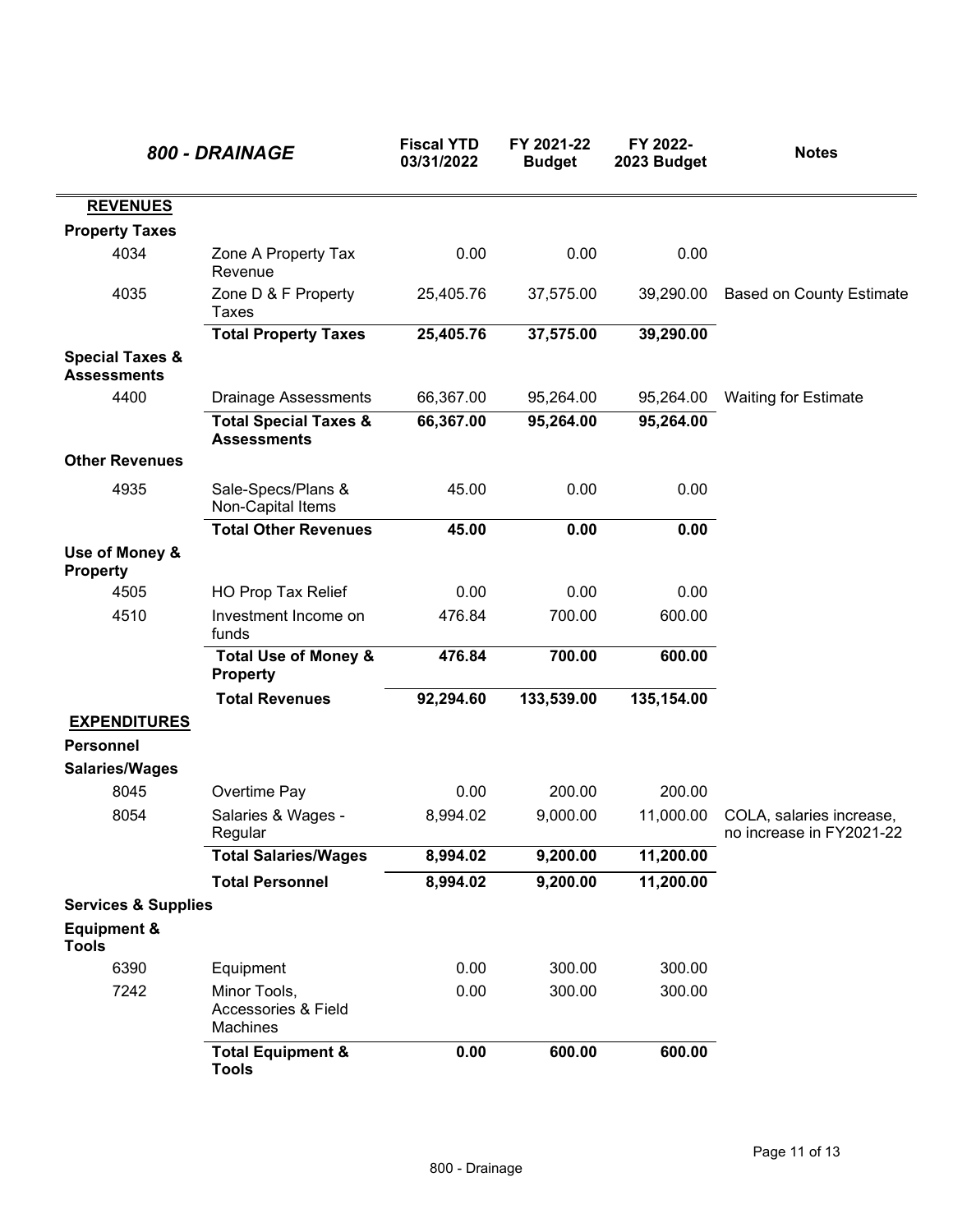| *800 - DRAINAGE* | | Fiscal YTD 03/31/2022 | FY 2021-22 Budget | FY 2022-2023 Budget | Notes |
|---|---|---|---|---|---|
| **REVENUES** | | | | | |
| **Property Taxes** | | | | | |
| 4034 | Zone A Property Tax Revenue | 0.00 | 0.00 | 0.00 | |
| 4035 | Zone D & F Property Taxes | 25,405.76 | 37,575.00 | 39,290.00 | Based on County Estimate |
| | **Total Property Taxes** | **25,405.76** | **37,575.00** | **39,290.00** | |
| **Special Taxes & Assessments** | | | | | |
| 4400 | Drainage Assessments | 66,367.00 | 95,264.00 | 95,264.00 | Waiting for Estimate |
| | **Total Special Taxes & Assessments** | **66,367.00** | **95,264.00** | **95,264.00** | |
| **Other Revenues** | | | | | |
| 4935 | Sale-Specs/Plans & Non-Capital Items | 45.00 | 0.00 | 0.00 | |
| | **Total Other Revenues** | **45.00** | **0.00** | **0.00** | |
| **Use of Money & Property** | | | | | |
| 4505 | HO Prop Tax Relief | 0.00 | 0.00 | 0.00 | |
| 4510 | Investment Income on funds | 476.84 | 700.00 | 600.00 | |
| | **Total Use of Money & Property** | **476.84** | **700.00** | **600.00** | |
| | **Total Revenues** | **92,294.60** | **133,539.00** | **135,154.00** | |
| **EXPENDITURES** | | | | | |
| **Personnel** | | | | | |
| **Salaries/Wages** | | | | | |
| 8045 | Overtime Pay | 0.00 | 200.00 | 200.00 | |
| 8054 | Salaries & Wages - Regular | 8,994.02 | 9,000.00 | 11,000.00 | COLA, salaries increase, no increase in FY2021-22 |
| | **Total Salaries/Wages** | **8,994.02** | **9,200.00** | **11,200.00** | |
| | **Total Personnel** | **8,994.02** | **9,200.00** | **11,200.00** | |
| **Services & Supplies** | | | | | |
| **Equipment & Tools** | | | | | |
| 6390 | Equipment | 0.00 | 300.00 | 300.00 | |
| 7242 | Minor Tools, Accessories & Field Machines | 0.00 | 300.00 | 300.00 | |
| | **Total Equipment & Tools** | **0.00** | **600.00** | **600.00** | |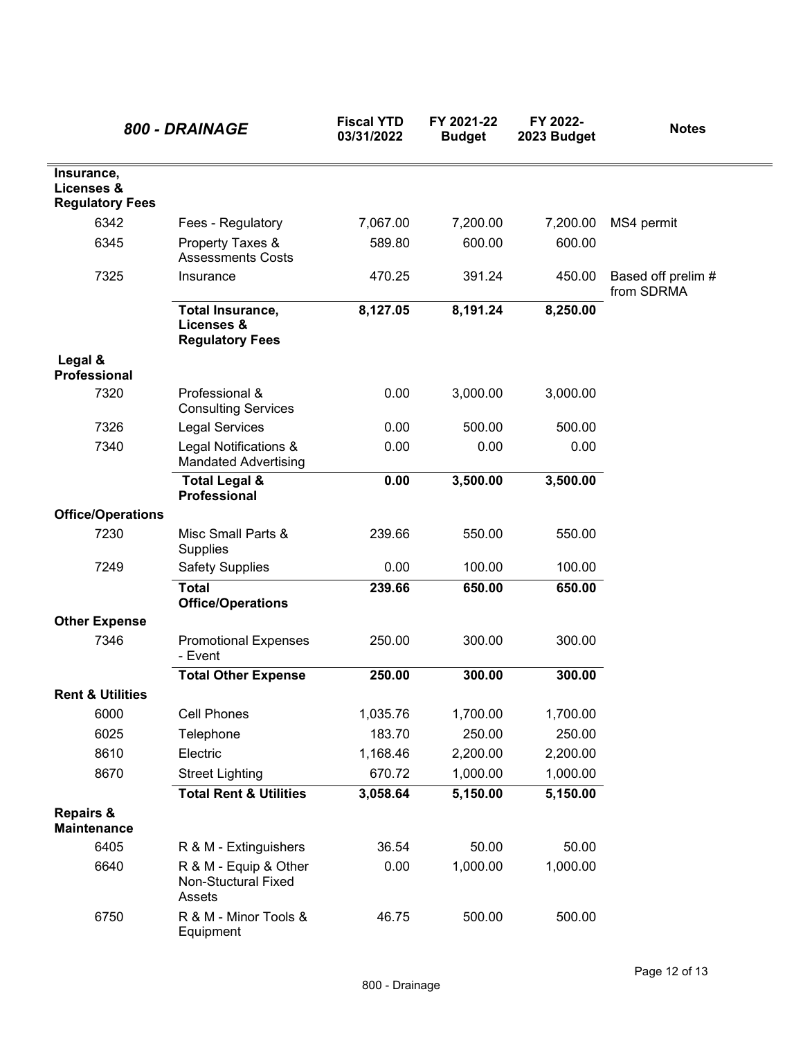| 800 - DRAINAGE | | Fiscal YTD 03/31/2022 | FY 2021-22 Budget | FY 2022-2023 Budget | Notes |
|---|---|---|---|---|---|
| **Insurance, Licenses & Regulatory Fees** | | | | | |
| 6342 | Fees - Regulatory | 7,067.00 | 7,200.00 | 7,200.00 | MS4 permit |
| 6345 | Property Taxes & Assessments Costs | 589.80 | 600.00 | 600.00 | |
| 7325 | Insurance | 470.25 | 391.24 | 450.00 | Based off prelim # from SDRMA |
| | **Total Insurance, Licenses & Regulatory Fees** | **8,127.05** | **8,191.24** | **8,250.00** | |
| **Legal & Professional** | | | | | |
| 7320 | Professional & Consulting Services | 0.00 | 3,000.00 | 3,000.00 | |
| 7326 | Legal Services | 0.00 | 500.00 | 500.00 | |
| 7340 | Legal Notifications & Mandated Advertising | 0.00 | 0.00 | 0.00 | |
| | **Total Legal & Professional** | **0.00** | **3,500.00** | **3,500.00** | |
| **Office/Operations** | | | | | |
| 7230 | Misc Small Parts & Supplies | 239.66 | 550.00 | 550.00 | |
| 7249 | Safety Supplies | 0.00 | 100.00 | 100.00 | |
| | **Total Office/Operations** | **239.66** | **650.00** | **650.00** | |
| **Other Expense** | | | | | |
| 7346 | Promotional Expenses - Event | 250.00 | 300.00 | 300.00 | |
| | **Total Other Expense** | **250.00** | **300.00** | **300.00** | |
| **Rent & Utilities** | | | | | |
| 6000 | Cell Phones | 1,035.76 | 1,700.00 | 1,700.00 | |
| 6025 | Telephone | 183.70 | 250.00 | 250.00 | |
| 8610 | Electric | 1,168.46 | 2,200.00 | 2,200.00 | |
| 8670 | Street Lighting | 670.72 | 1,000.00 | 1,000.00 | |
| | **Total Rent & Utilities** | **3,058.64** | **5,150.00** | **5,150.00** | |
| **Repairs & Maintenance** | | | | | |
| 6405 | R & M - Extinguishers | 36.54 | 50.00 | 50.00 | |
| 6640 | R & M - Equip & Other Non-Stuctural Fixed Assets | 0.00 | 1,000.00 | 1,000.00 | |
| 6750 | R & M - Minor Tools & Equipment | 46.75 | 500.00 | 500.00 | |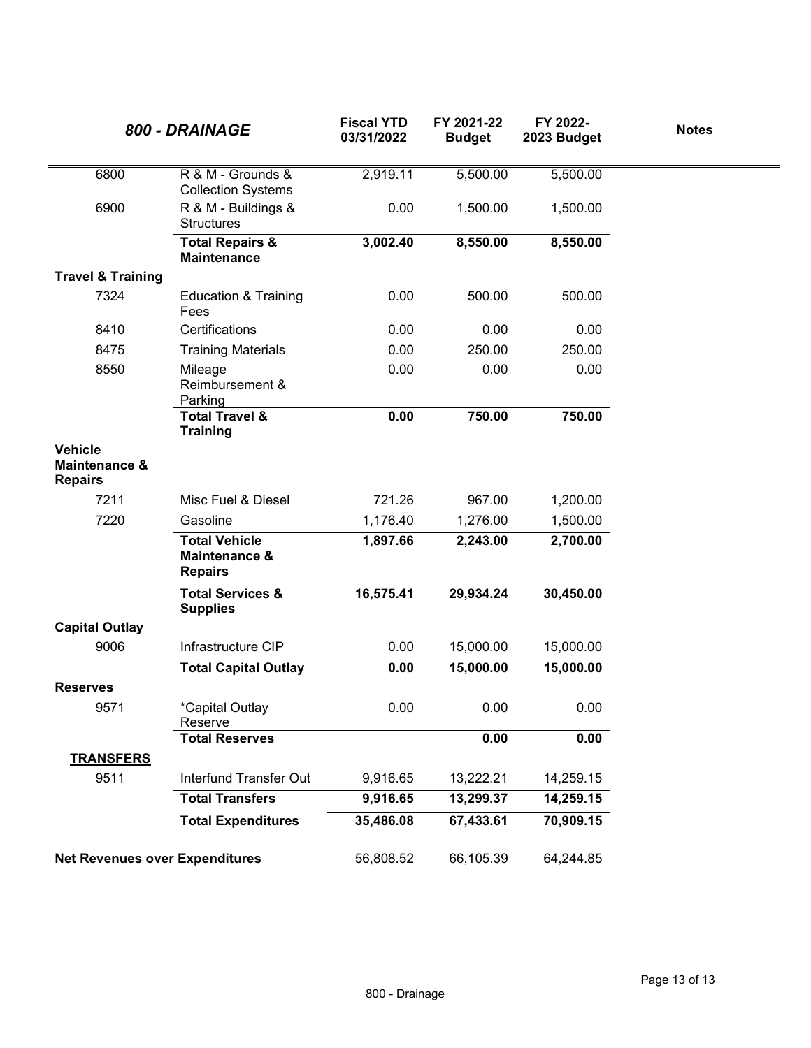| 800 - DRAINAGE | | Fiscal YTD 03/31/2022 | FY 2021-22 Budget | FY 2022-2023 Budget | Notes |
|---|---|---|---|---|---|
| 6800 | R & M - Grounds & Collection Systems | 2,919.11 | 5,500.00 | 5,500.00 | |
| 6900 | R & M - Buildings & Structures | 0.00 | 1,500.00 | 1,500.00 | |
| | **Total Repairs & Maintenance** | **3,002.40** | **8,550.00** | **8,550.00** | |
| **Travel & Training** | | | | | |
| 7324 | Education & Training Fees | 0.00 | 500.00 | 500.00 | |
| 8410 | Certifications | 0.00 | 0.00 | 0.00 | |
| 8475 | Training Materials | 0.00 | 250.00 | 250.00 | |
| 8550 | Mileage Reimbursement & Parking | 0.00 | 0.00 | 0.00 | |
| | **Total Travel & Training** | **0.00** | **750.00** | **750.00** | |
| **Vehicle Maintenance & Repairs** | | | | | |
| 7211 | Misc Fuel & Diesel | 721.26 | 967.00 | 1,200.00 | |
| 7220 | Gasoline | 1,176.40 | 1,276.00 | 1,500.00 | |
| | **Total Vehicle Maintenance & Repairs** | **1,897.66** | **2,243.00** | **2,700.00** | |
| | **Total Services & Supplies** | **16,575.41** | **29,934.24** | **30,450.00** | |
| **Capital Outlay** | | | | | |
| 9006 | Infrastructure CIP | 0.00 | 15,000.00 | 15,000.00 | |
| | **Total Capital Outlay** | **0.00** | **15,000.00** | **15,000.00** | |
| **Reserves** | | | | | |
| 9571 | *Capital Outlay Reserve | 0.00 | 0.00 | 0.00 | |
| | **Total Reserves** | | **0.00** | **0.00** | |
| **TRANSFERS** | | | | | |
| 9511 | Interfund Transfer Out | 9,916.65 | 13,222.21 | 14,259.15 | |
| | **Total Transfers** | **9,916.65** | **13,299.37** | **14,259.15** | |
| | **Total Expenditures** | **35,486.08** | **67,433.61** | **70,909.15** | |
| **Net Revenues over Expenditures** | | 56,808.52 | 66,105.39 | 64,244.85 | |